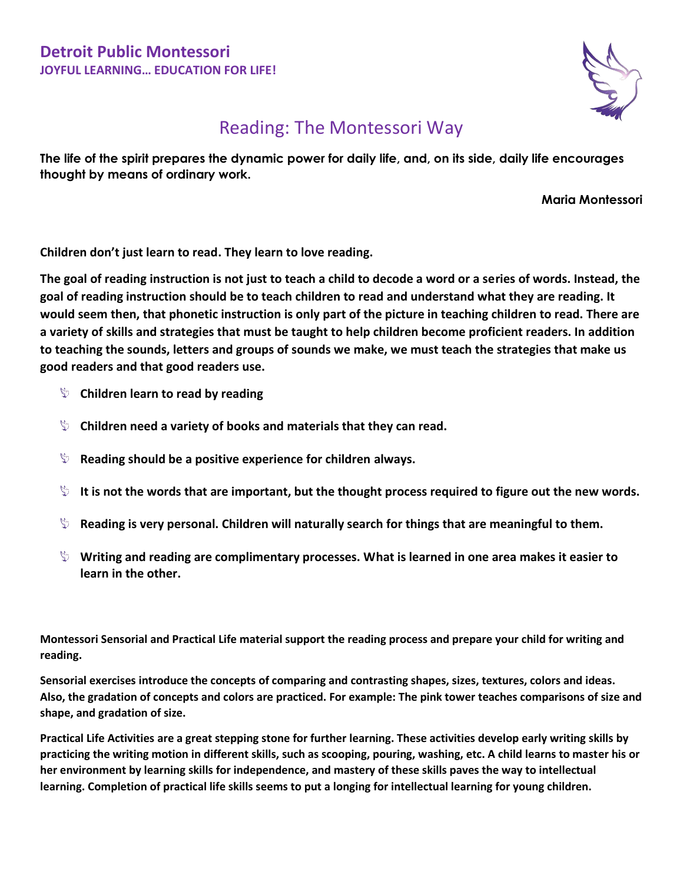**Detroit Public Montessori**
**JOYFUL LEARNING… EDUCATION FOR LIFE!**

# Reading: The Montessori Way

**The life of the spirit prepares the dynamic power for daily life, and, on its side, daily life encourages thought by means of ordinary work.**

**Maria Montessori**

**Children don't just learn to read. They learn to love reading.**

**The goal of reading instruction is not just to teach a child to decode a word or a series of words. Instead, the goal of reading instruction should be to teach children to read and understand what they are reading. It would seem then, that phonetic instruction is only part of the picture in teaching children to read. There are a variety of skills and strategies that must be taught to help children become proficient readers. In addition to teaching the sounds, letters and groups of sounds we make, we must teach the strategies that make us good readers and that good readers use.**

- **Children learn to read by reading**
- **Children need a variety of books and materials that they can read.**
- **Reading should be a positive experience for children always.**
- **It is not the words that are important, but the thought process required to figure out the new words.**
- **Reading is very personal. Children will naturally search for things that are meaningful to them.**
- **Writing and reading are complimentary processes. What is learned in one area makes it easier to learn in the other.**

**Montessori Sensorial and Practical Life material support the reading process and prepare your child for writing and reading.**

**Sensorial exercises introduce the concepts of comparing and contrasting shapes, sizes, textures, colors and ideas. Also, the gradation of concepts and colors are practiced. For example: The pink tower teaches comparisons of size and shape, and gradation of size.**

**Practical Life Activities are a great stepping stone for further learning. These activities develop early writing skills by practicing the writing motion in different skills, such as scooping, pouring, washing, etc. A child learns to master his or her environment by learning skills for independence, and mastery of these skills paves the way to intellectual learning. Completion of practical life skills seems to put a longing for intellectual learning for young children.**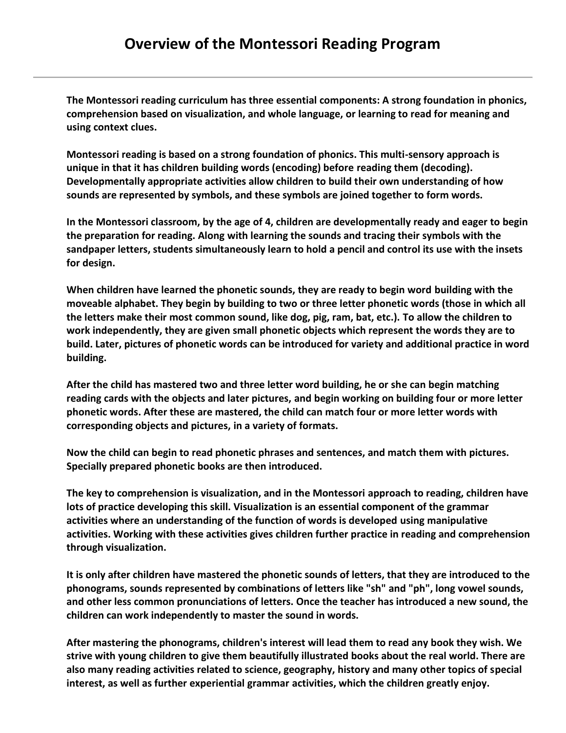# Overview of the Montessori Reading Program

---

**The Montessori reading curriculum has three essential components: A strong foundation in phonics, comprehension based on visualization, and whole language, or learning to read for meaning and using context clues.**

**Montessori reading is based on a strong foundation of phonics. This multi-sensory approach is unique in that it has children building words (encoding) before reading them (decoding). Developmentally appropriate activities allow children to build their own understanding of how sounds are represented by symbols, and these symbols are joined together to form words.**

**In the Montessori classroom, by the age of 4, children are developmentally ready and eager to begin the preparation for reading. Along with learning the sounds and tracing their symbols with the sandpaper letters, students simultaneously learn to hold a pencil and control its use with the insets for design.**

**When children have learned the phonetic sounds, they are ready to begin word building with the moveable alphabet. They begin by building to two or three letter phonetic words (those in which all the letters make their most common sound, like dog, pig, ram, bat, etc.). To allow the children to work independently, they are given small phonetic objects which represent the words they are to build. Later, pictures of phonetic words can be introduced for variety and additional practice in word building.**

**After the child has mastered two and three letter word building, he or she can begin matching reading cards with the objects and later pictures, and begin working on building four or more letter phonetic words. After these are mastered, the child can match four or more letter words with corresponding objects and pictures, in a variety of formats.**

**Now the child can begin to read phonetic phrases and sentences, and match them with pictures. Specially prepared phonetic books are then introduced.**

**The key to comprehension is visualization, and in the Montessori approach to reading, children have lots of practice developing this skill. Visualization is an essential component of the grammar activities where an understanding of the function of words is developed using manipulative activities. Working with these activities gives children further practice in reading and comprehension through visualization.**

**It is only after children have mastered the phonetic sounds of letters, that they are introduced to the phonograms, sounds represented by combinations of letters like "sh" and "ph", long vowel sounds, and other less common pronunciations of letters. Once the teacher has introduced a new sound, the children can work independently to master the sound in words.**

**After mastering the phonograms, children's interest will lead them to read any book they wish. We strive with young children to give them beautifully illustrated books about the real world. There are also many reading activities related to science, geography, history and many other topics of special interest, as well as further experiential grammar activities, which the children greatly enjoy.**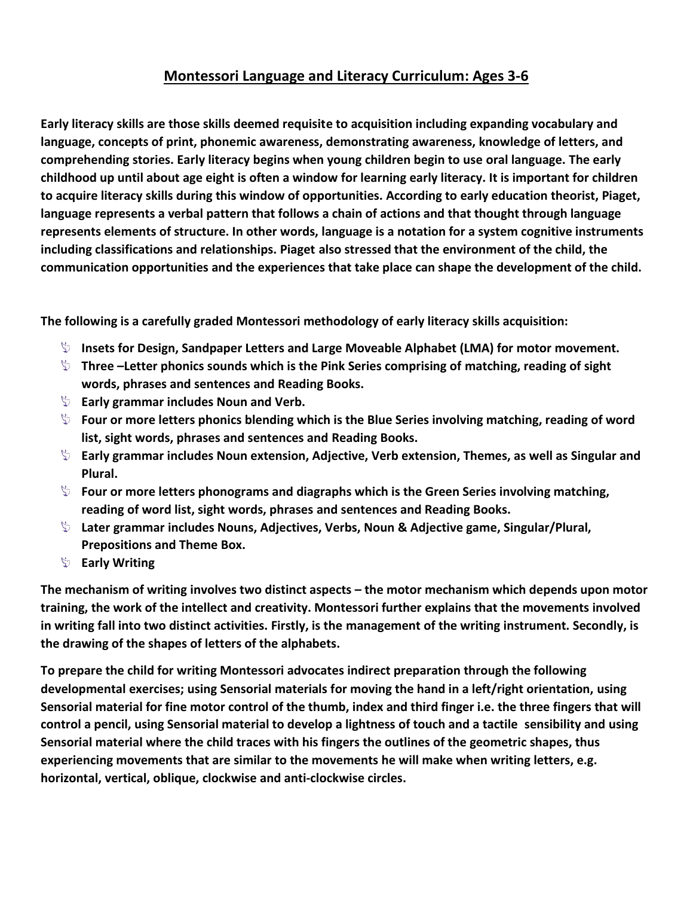## Montessori Language and Literacy Curriculum: Ages 3-6

**Early literacy skills are those skills deemed requisite to acquisition including expanding vocabulary and language, concepts of print, phonemic awareness, demonstrating awareness, knowledge of letters, and comprehending stories. Early literacy begins when young children begin to use oral language. The early childhood up until about age eight is often a window for learning early literacy. It is important for children to acquire literacy skills during this window of opportunities. According to early education theorist, Piaget, language represents a verbal pattern that follows a chain of actions and that thought through language represents elements of structure. In other words, language is a notation for a system cognitive instruments including classifications and relationships. Piaget also stressed that the environment of the child, the communication opportunities and the experiences that take place can shape the development of the child.**

**The following is a carefully graded Montessori methodology of early literacy skills acquisition:**

- **Insets for Design, Sandpaper Letters and Large Moveable Alphabet (LMA) for motor movement.**
- **Three –Letter phonics sounds which is the Pink Series comprising of matching, reading of sight words, phrases and sentences and Reading Books.**
- **Early grammar includes Noun and Verb.**
- **Four or more letters phonics blending which is the Blue Series involving matching, reading of word list, sight words, phrases and sentences and Reading Books.**
- **Early grammar includes Noun extension, Adjective, Verb extension, Themes, as well as Singular and Plural.**
- **Four or more letters phonograms and diagraphs which is the Green Series involving matching, reading of word list, sight words, phrases and sentences and Reading Books.**
- **Later grammar includes Nouns, Adjectives, Verbs, Noun & Adjective game, Singular/Plural, Prepositions and Theme Box.**
- **Early Writing**

**The mechanism of writing involves two distinct aspects – the motor mechanism which depends upon motor training, the work of the intellect and creativity. Montessori further explains that the movements involved in writing fall into two distinct activities. Firstly, is the management of the writing instrument. Secondly, is the drawing of the shapes of letters of the alphabets.**

**To prepare the child for writing Montessori advocates indirect preparation through the following developmental exercises; using Sensorial materials for moving the hand in a left/right orientation, using Sensorial material for fine motor control of the thumb, index and third finger i.e. the three fingers that will control a pencil, using Sensorial material to develop a lightness of touch and a tactile sensibility and using Sensorial material where the child traces with his fingers the outlines of the geometric shapes, thus experiencing movements that are similar to the movements he will make when writing letters, e.g. horizontal, vertical, oblique, clockwise and anti-clockwise circles.**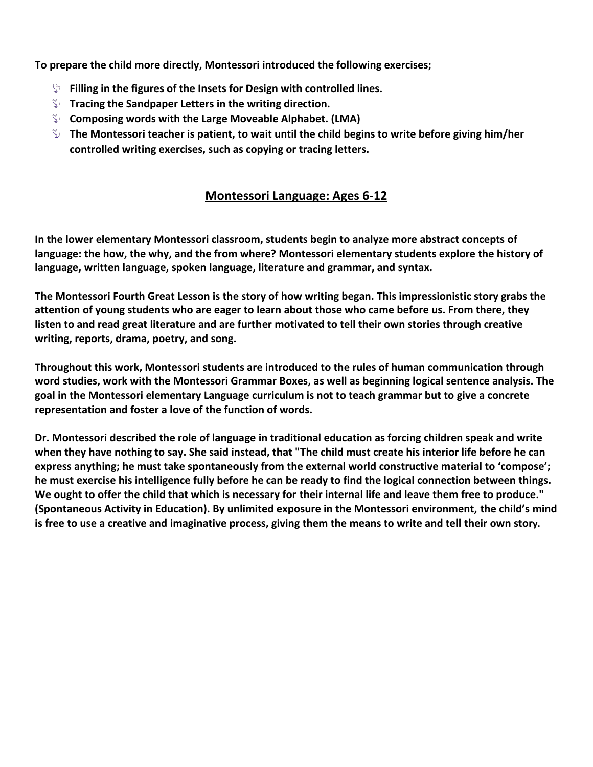**To prepare the child more directly, Montessori introduced the following exercises;**

- **Filling in the figures of the Insets for Design with controlled lines.**
- **Tracing the Sandpaper Letters in the writing direction.**
- **Composing words with the Large Moveable Alphabet. (LMA)**
- **The Montessori teacher is patient, to wait until the child begins to write before giving him/her controlled writing exercises, such as copying or tracing letters.**

## <u>Montessori Language: Ages 6-12</u>

**In the lower elementary Montessori classroom, students begin to analyze more abstract concepts of language: the how, the why, and the from where? Montessori elementary students explore the history of language, written language, spoken language, literature and grammar, and syntax.**

**The Montessori Fourth Great Lesson is the story of how writing began. This impressionistic story grabs the attention of young students who are eager to learn about those who came before us. From there, they listen to and read great literature and are further motivated to tell their own stories through creative writing, reports, drama, poetry, and song.**

**Throughout this work, Montessori students are introduced to the rules of human communication through word studies, work with the Montessori Grammar Boxes, as well as beginning logical sentence analysis. The goal in the Montessori elementary Language curriculum is not to teach grammar but to give a concrete representation and foster a love of the function of words.**

**Dr. Montessori described the role of language in traditional education as forcing children speak and write when they have nothing to say. She said instead, that "The child must create his interior life before he can express anything; he must take spontaneously from the external world constructive material to 'compose'; he must exercise his intelligence fully before he can be ready to find the logical connection between things. We ought to offer the child that which is necessary for their internal life and leave them free to produce." (Spontaneous Activity in Education). By unlimited exposure in the Montessori environment, the child's mind is free to use a creative and imaginative process, giving them the means to write and tell their own story.**